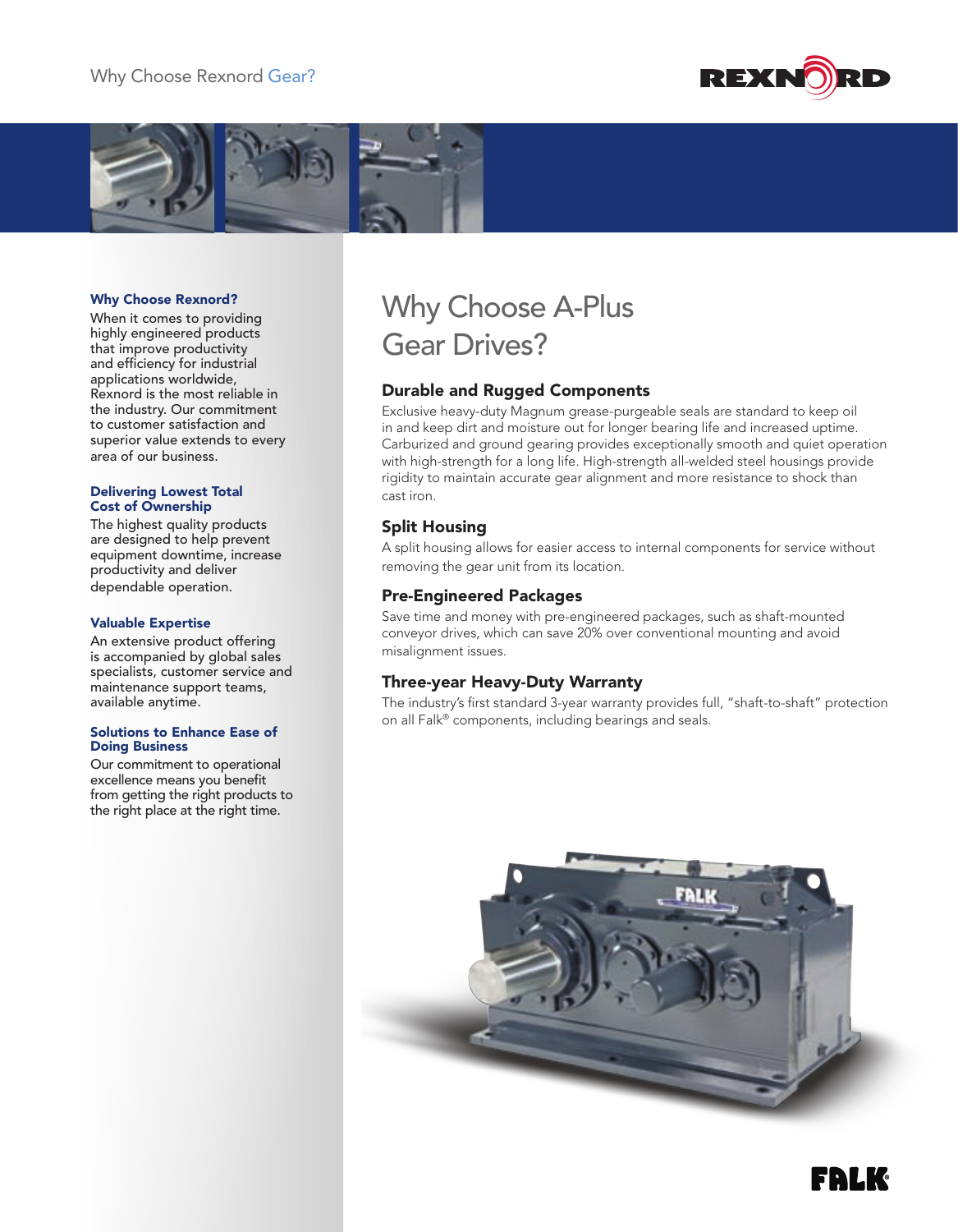# Why Choose Rexnord Gear?

## Why Choose Rexnord?

When it comes to providing highly engineered products that improve productivity and efficiency for industrial applications worldwide, Rexnord is the most reliable in the industry. Our commitment to customer satisfaction and superior value extends to every area of our business.

### Delivering Lowest Total Cost of Ownership

The highest quality products are designed to help prevent equipment downtime, increase productivity and deliver dependable operation.

### Valuable Expertise

An extensive product offering is accompanied by global sales specialists, customer service and maintenance support teams, available anytime.

### Solutions to Enhance Ease of Doing Business

Our commitment to operational excellence means you benefit from getting the right products to the right place at the right time.

## Why Choose A-Plus Gear Drives?

### Durable and Rugged Components

Exclusive heavy-duty Magnum grease-purgeable seals are standard to keep oil in and keep dirt and moisture out for longer bearing life and increased uptime. Carburized and ground gearing provides exceptionally smooth and quiet operation with high-strength for a long life. High-strength all-welded steel housings provide rigidity to maintain accurate gear alignment and more resistance to shock than cast iron.

### Split Housing

A split housing allows for easier access to internal components for service without removing the gear unit from its location.

### Pre-Engineered Packages

Save time and money with pre-engineered packages, such as shaft-mounted conveyor drives, which can save 20% over conventional mounting and avoid misalignment issues.

### Three-year Heavy-Duty Warranty

The industry's first standard 3-year warranty provides full, "shaft-to-shaft" protection on all Falk® components, including bearings and seals.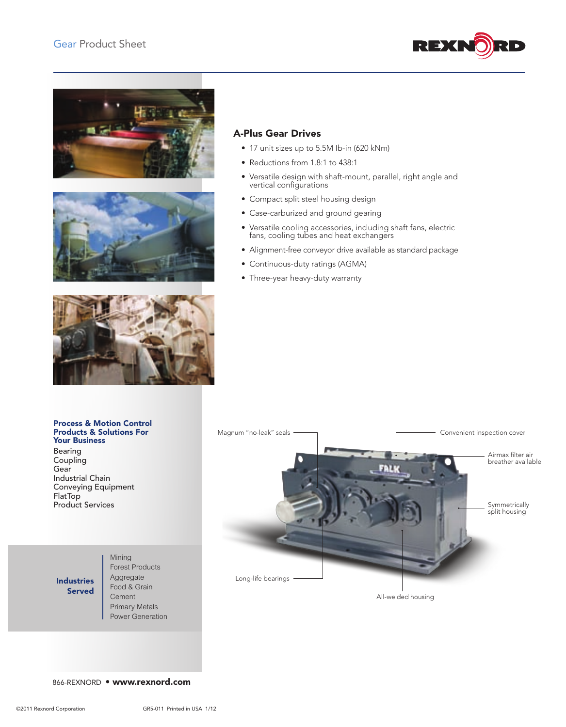Gear Product Sheet

## A-Plus Gear Drives

- 17 unit sizes up to 5.5M lb-in (620 kNm)
- Reductions from 1.8:1 to 438:1
- Versatile design with shaft-mount, parallel, right angle and vertical configurations
- Compact split steel housing design
- Case-carburized and ground gearing
- Versatile cooling accessories, including shaft fans, electric fans, cooling tubes and heat exchangers
- Alignment-free conveyor drive available as standard package
- Continuous-duty ratings (AGMA)
- Three-year heavy-duty warranty

**Process & Motion Control Products & Solutions For Your Business**

Bearing
Coupling
Gear
Industrial Chain
Conveying Equipment
FlatTop
Product Services

Magnum "no-leak" seals

Convenient inspection cover

Airmax filter air breather available

Symmetrically split housing

Long-life bearings

All-welded housing

**Industries Served**

Mining
Forest Products
Aggregate
Food & Grain
Cement
Primary Metals
Power Generation

866-REXNORD • **www.rexnord.com**

©2011 Rexnord Corporation GR5-011 Printed in USA 1/12